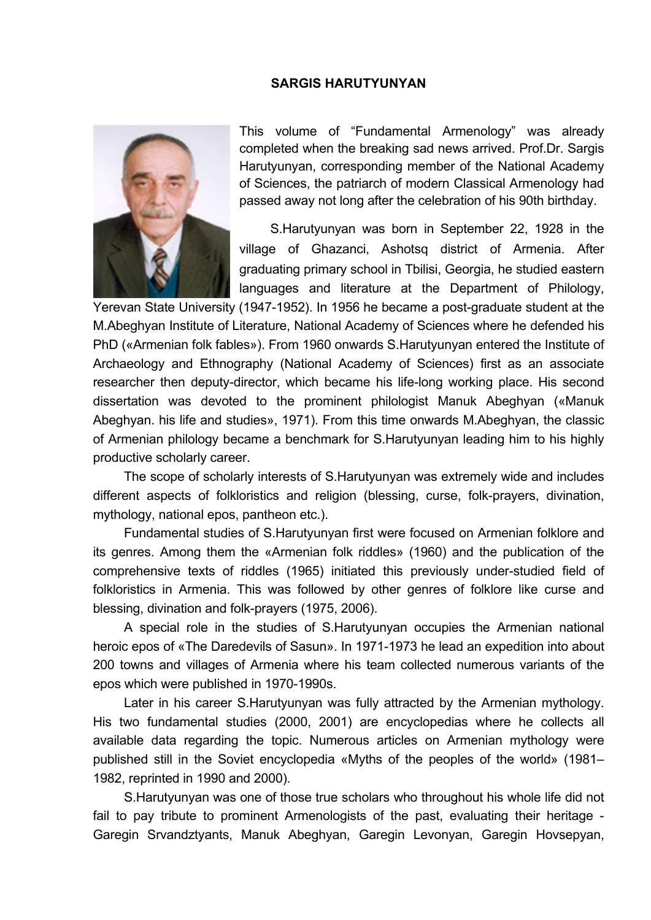# SARGIS HARUTYUNYAN

This volume of “Fundamental Armenology” was already completed when the breaking sad news arrived. Prof.Dr. Sargis Harutyunyan, corresponding member of the National Academy of Sciences, the patriarch of modern Classical Armenology had passed away not long after the celebration of his 90th birthday.

S.Harutyunyan was born in September 22, 1928 in the village of Ghazanci, Ashotsq district of Armenia. After graduating primary school in Tbilisi, Georgia, he studied eastern languages and literature at the Department of Philology, Yerevan State University (1947-1952). In 1956 he became a post-graduate student at the M.Abeghyan Institute of Literature, National Academy of Sciences where he defended his PhD («Armenian folk fables»). From 1960 onwards S.Harutyunyan entered the Institute of Archaeology and Ethnography (National Academy of Sciences) first as an associate researcher then deputy-director, which became his life-long working place. His second dissertation was devoted to the prominent philologist Manuk Abeghyan («Manuk Abeghyan. his life and studies», 1971). From this time onwards M.Abeghyan, the classic of Armenian philology became a benchmark for S.Harutyunyan leading him to his highly productive scholarly career.

The scope of scholarly interests of S.Harutyunyan was extremely wide and includes different aspects of folkloristics and religion (blessing, curse, folk-prayers, divination, mythology, national epos, pantheon etc.).

Fundamental studies of S.Harutyunyan first were focused on Armenian folklore and its genres. Among them the «Armenian folk riddles» (1960) and the publication of the comprehensive texts of riddles (1965) initiated this previously under-studied field of folkloristics in Armenia. This was followed by other genres of folklore like curse and blessing, divination and folk-prayers (1975, 2006).

A special role in the studies of S.Harutyunyan occupies the Armenian national heroic epos of «The Daredevils of Sasun». In 1971-1973 he lead an expedition into about 200 towns and villages of Armenia where his team collected numerous variants of the epos which were published in 1970-1990s.

Later in his career S.Harutyunyan was fully attracted by the Armenian mythology. His two fundamental studies (2000, 2001) are encyclopedias where he collects all available data regarding the topic. Numerous articles on Armenian mythology were published still in the Soviet encyclopedia «Myths of the peoples of the world» (1981–1982, reprinted in 1990 and 2000).

S.Harutyunyan was one of those true scholars who throughout his whole life did not fail to pay tribute to prominent Armenologists of the past, evaluating their heritage - Garegin Srvandztyants, Manuk Abeghyan, Garegin Levonyan, Garegin Hovsepyan,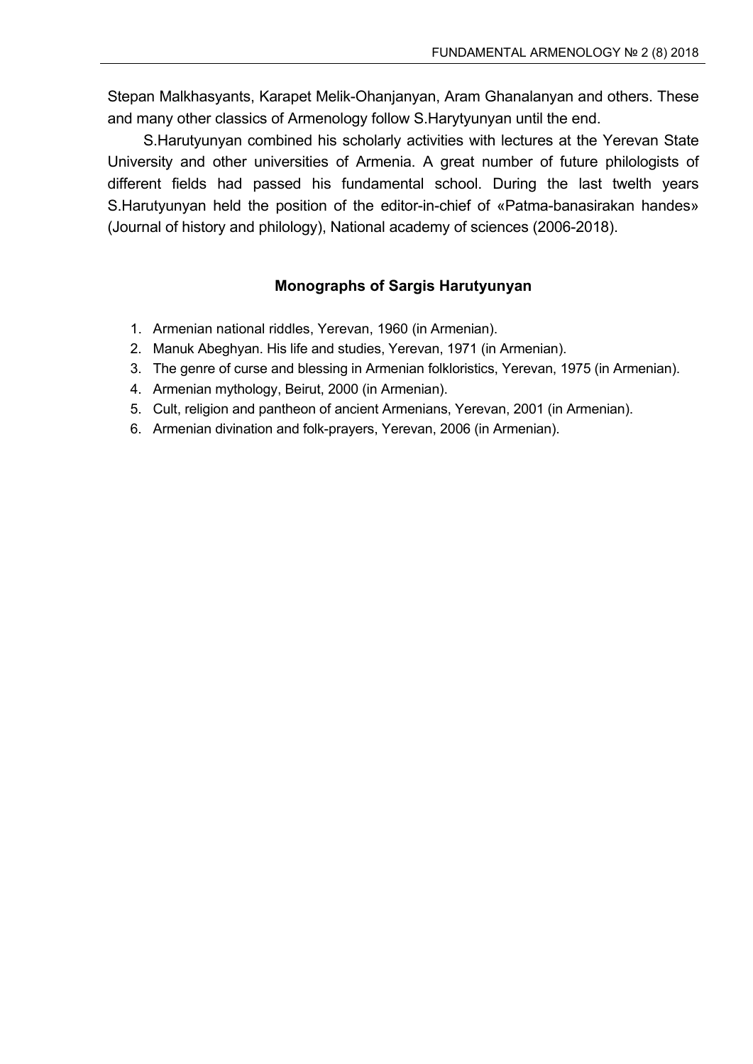Stepan Malkhasyants, Karapet Melik-Ohanjanyan, Aram Ghanalanyan and others. These and many other classics of Armenology follow S.Harytyunyan until the end.

S.Harutyunyan combined his scholarly activities with lectures at the Yerevan State University and other universities of Armenia. A great number of future philologists of different fields had passed his fundamental school. During the last twelth years S.Harutyunyan held the position of the editor-in-chief of «Patma-banasirakan handes» (Journal of history and philology), National academy of sciences (2006-2018).

### Monographs of Sargis Harutyunyan

1. Armenian national riddles, Yerevan, 1960 (in Armenian).
2. Manuk Abeghyan. His life and studies, Yerevan, 1971 (in Armenian).
3. The genre of curse and blessing in Armenian folkloristics, Yerevan, 1975 (in Armenian).
4. Armenian mythology, Beirut, 2000 (in Armenian).
5. Cult, religion and pantheon of ancient Armenians, Yerevan, 2001 (in Armenian).
6. Armenian divination and folk-prayers, Yerevan, 2006 (in Armenian).